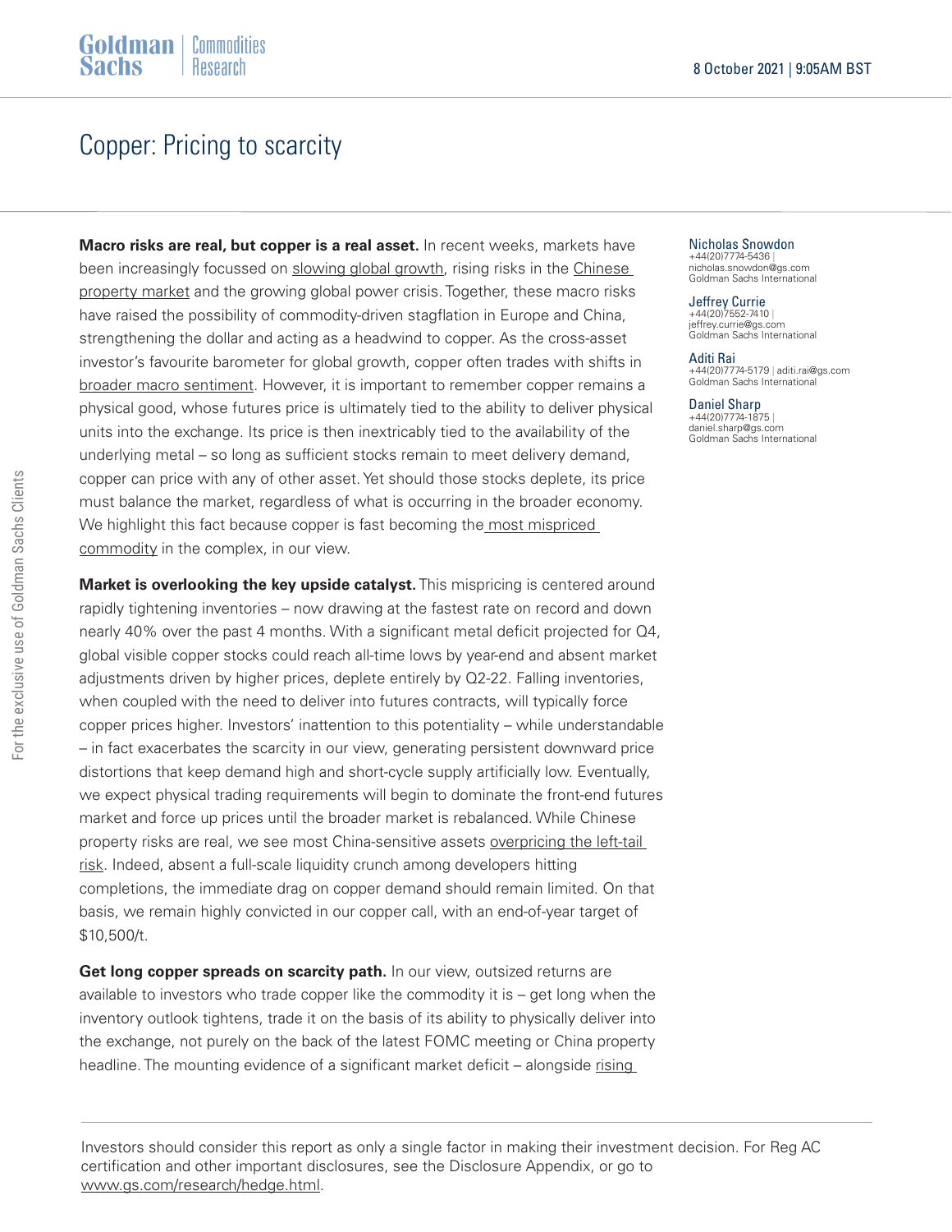Goldman Sachs | Commodities Research

8 October 2021 | 9:05AM BST

# Copper: Pricing to scarcity

Nicholas Snowdon
+44(20)7774-5436 | nicholas.snowdon@gs.com
Goldman Sachs International

Jeffrey Currie
+44(20)7552-7410 | jeffrey.currie@gs.com
Goldman Sachs International

Aditi Rai
+44(20)7774-5179 | aditi.rai@gs.com
Goldman Sachs International

Daniel Sharp
+44(20)7774-1875 | daniel.sharp@gs.com
Goldman Sachs International

**Macro risks are real, but copper is a real asset.** In recent weeks, markets have been increasingly focussed on slowing global growth, rising risks in the Chinese property market and the growing global power crisis. Together, these macro risks have raised the possibility of commodity-driven stagflation in Europe and China, strengthening the dollar and acting as a headwind to copper. As the cross-asset investor's favourite barometer for global growth, copper often trades with shifts in broader macro sentiment. However, it is important to remember copper remains a physical good, whose futures price is ultimately tied to the ability to deliver physical units into the exchange. Its price is then inextricably tied to the availability of the underlying metal – so long as sufficient stocks remain to meet delivery demand, copper can price with any of other asset. Yet should those stocks deplete, its price must balance the market, regardless of what is occurring in the broader economy. We highlight this fact because copper is fast becoming the most mispriced commodity in the complex, in our view.

**Market is overlooking the key upside catalyst.** This mispricing is centered around rapidly tightening inventories – now drawing at the fastest rate on record and down nearly 40% over the past 4 months. With a significant metal deficit projected for Q4, global visible copper stocks could reach all-time lows by year-end and absent market adjustments driven by higher prices, deplete entirely by Q2-22. Falling inventories, when coupled with the need to deliver into futures contracts, will typically force copper prices higher. Investors' inattention to this potentiality – while understandable – in fact exacerbates the scarcity in our view, generating persistent downward price distortions that keep demand high and short-cycle supply artificially low. Eventually, we expect physical trading requirements will begin to dominate the front-end futures market and force up prices until the broader market is rebalanced. While Chinese property risks are real, we see most China-sensitive assets overpricing the left-tail risk. Indeed, absent a full-scale liquidity crunch among developers hitting completions, the immediate drag on copper demand should remain limited. On that basis, we remain highly convicted in our copper call, with an end-of-year target of $10,500/t.

**Get long copper spreads on scarcity path.** In our view, outsized returns are available to investors who trade copper like the commodity it is – get long when the inventory outlook tightens, trade it on the basis of its ability to physically deliver into the exchange, not purely on the back of the latest FOMC meeting or China property headline. The mounting evidence of a significant market deficit – alongside rising

Investors should consider this report as only a single factor in making their investment decision. For Reg AC certification and other important disclosures, see the Disclosure Appendix, or go to www.gs.com/research/hedge.html.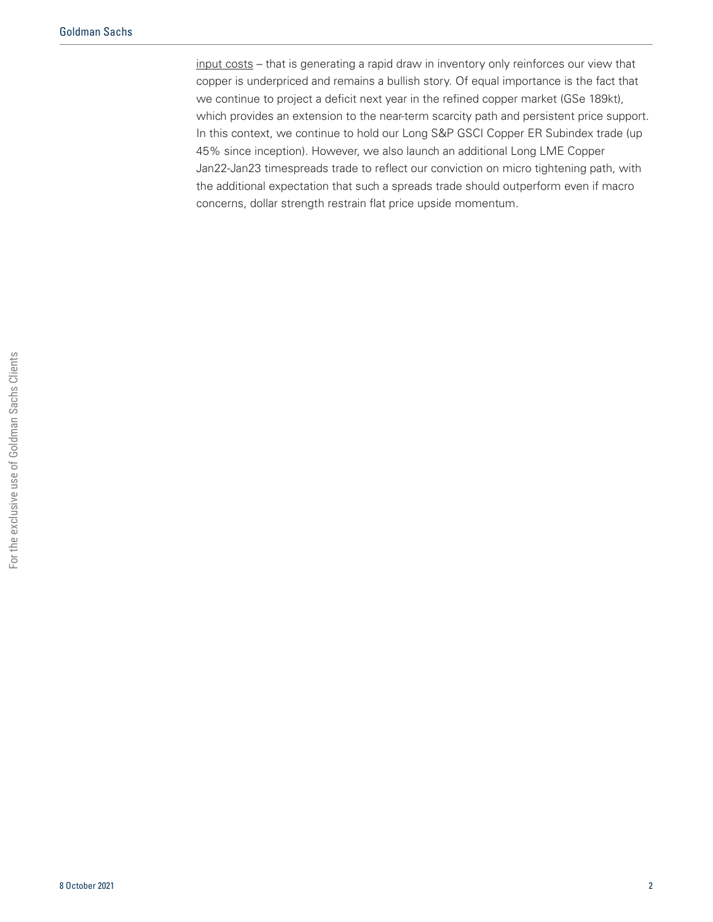input costs – that is generating a rapid draw in inventory only reinforces our view that copper is underpriced and remains a bullish story. Of equal importance is the fact that we continue to project a deficit next year in the refined copper market (GSe 189kt), which provides an extension to the near-term scarcity path and persistent price support. In this context, we continue to hold our Long S&P GSCI Copper ER Subindex trade (up 45% since inception). However, we also launch an additional Long LME Copper Jan22-Jan23 timespreads trade to reflect our conviction on micro tightening path, with the additional expectation that such a spreads trade should outperform even if macro concerns, dollar strength restrain flat price upside momentum.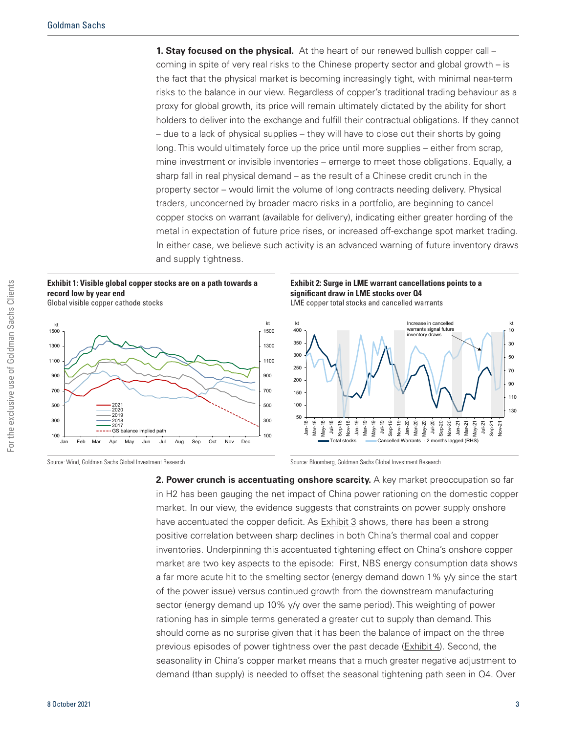**1. Stay focused on the physical.** At the heart of our renewed bullish copper call – coming in spite of very real risks to the Chinese property sector and global growth – is the fact that the physical market is becoming increasingly tight, with minimal near-term risks to the balance in our view. Regardless of copper's traditional trading behaviour as a proxy for global growth, its price will remain ultimately dictated by the ability for short holders to deliver into the exchange and fulfill their contractual obligations. If they cannot – due to a lack of physical supplies – they will have to close out their shorts by going long. This would ultimately force up the price until more supplies – either from scrap, mine investment or invisible inventories – emerge to meet those obligations. Equally, a sharp fall in real physical demand – as the result of a Chinese credit crunch in the property sector – would limit the volume of long contracts needing delivery. Physical traders, unconcerned by broader macro risks in a portfolio, are beginning to cancel copper stocks on warrant (available for delivery), indicating either greater hording of the metal in expectation of future price rises, or increased off-exchange spot market trading. In either case, we believe such activity is an advanced warning of future inventory draws and supply tightness.

**Exhibit 1: Visible global copper stocks are on a path towards a record low by year end**
Global visible copper cathode stocks

Source: Wind, Goldman Sachs Global Investment Research

**Exhibit 2: Surge in LME warrant cancellations points to a significant draw in LME stocks over Q4**
LME copper total stocks and cancelled warrants

Source: Bloomberg, Goldman Sachs Global Investment Research

**2. Power crunch is accentuating onshore scarcity.** A key market preoccupation so far in H2 has been gauging the net impact of China power rationing on the domestic copper market. In our view, the evidence suggests that constraints on power supply onshore have accentuated the copper deficit. As Exhibit 3 shows, there has been a strong positive correlation between sharp declines in both China's thermal coal and copper inventories. Underpinning this accentuated tightening effect on China's onshore copper market are two key aspects to the episode: First, NBS energy consumption data shows a far more acute hit to the smelting sector (energy demand down 1% y/y since the start of the power issue) versus continued growth from the downstream manufacturing sector (energy demand up 10% y/y over the same period). This weighting of power rationing has in simple terms generated a greater cut to supply than demand. This should come as no surprise given that it has been the balance of impact on the three previous episodes of power tightness over the past decade (Exhibit 4). Second, the seasonality in China's copper market means that a much greater negative adjustment to demand (than supply) is needed to offset the seasonal tightening path seen in Q4. Over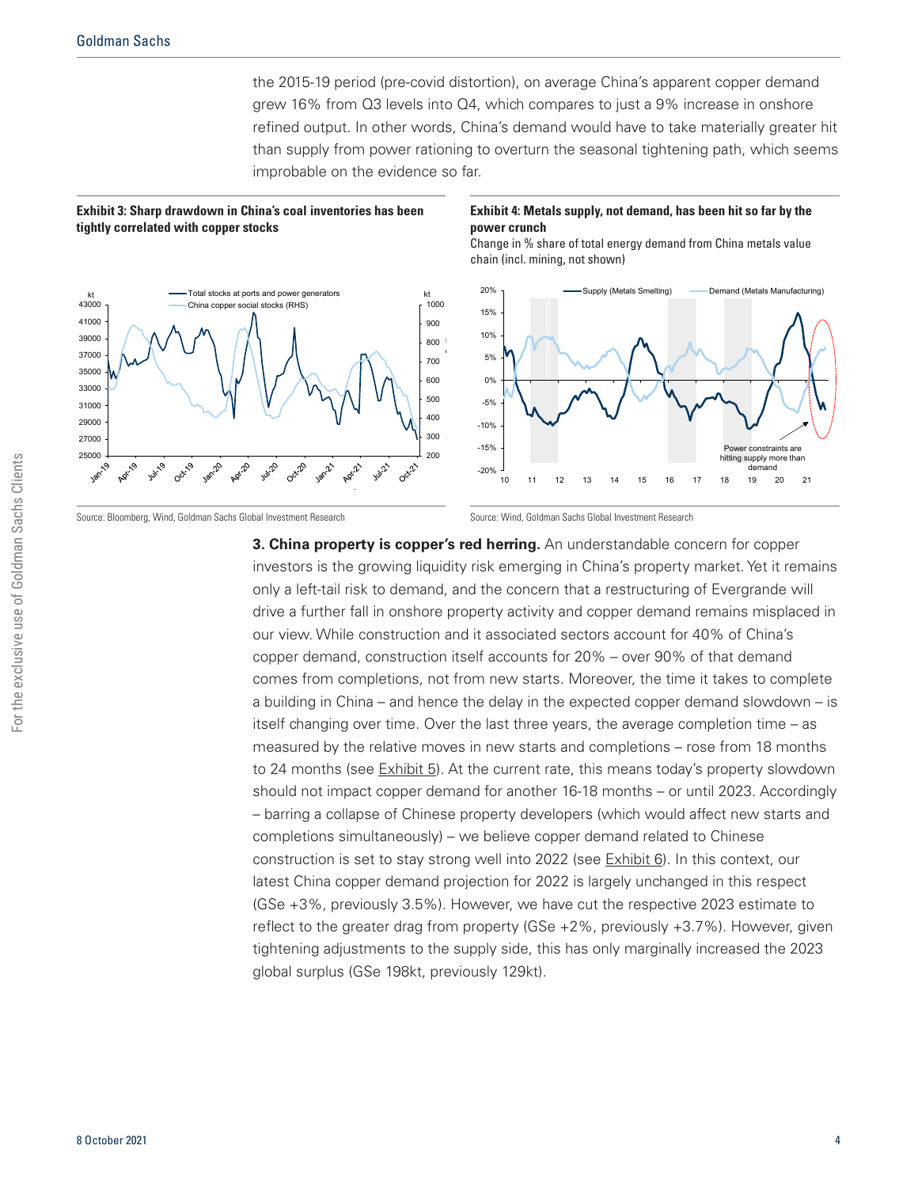the 2015-19 period (pre-covid distortion), on average China's apparent copper demand grew 16% from Q3 levels into Q4, which compares to just a 9% increase in onshore refined output. In other words, China's demand would have to take materially greater hit than supply from power rationing to overturn the seasonal tightening path, which seems improbable on the evidence so far.

**Exhibit 3: Sharp drawdown in China's coal inventories has been tightly correlated with copper stocks**

Source: Bloomberg, Wind, Goldman Sachs Global Investment Research

**Exhibit 4: Metals supply, not demand, has been hit so far by the power crunch**

Change in % share of total energy demand from China metals value chain (incl. mining, not shown)

Source: Wind, Goldman Sachs Global Investment Research

**3. China property is copper's red herring.** An understandable concern for copper investors is the growing liquidity risk emerging in China's property market. Yet it remains only a left-tail risk to demand, and the concern that a restructuring of Evergrande will drive a further fall in onshore property activity and copper demand remains misplaced in our view. While construction and it associated sectors account for 40% of China's copper demand, construction itself accounts for 20% – over 90% of that demand comes from completions, not from new starts. Moreover, the time it takes to complete a building in China – and hence the delay in the expected copper demand slowdown – is itself changing over time. Over the last three years, the average completion time – as measured by the relative moves in new starts and completions – rose from 18 months to 24 months (see Exhibit 5). At the current rate, this means today's property slowdown should not impact copper demand for another 16-18 months – or until 2023. Accordingly – barring a collapse of Chinese property developers (which would affect new starts and completions simultaneously) – we believe copper demand related to Chinese construction is set to stay strong well into 2022 (see Exhibit 6). In this context, our latest China copper demand projection for 2022 is largely unchanged in this respect (GSe +3%, previously 3.5%). However, we have cut the respective 2023 estimate to reflect to the greater drag from property (GSe +2%, previously +3.7%). However, given tightening adjustments to the supply side, this has only marginally increased the 2023 global surplus (GSe 198kt, previously 129kt).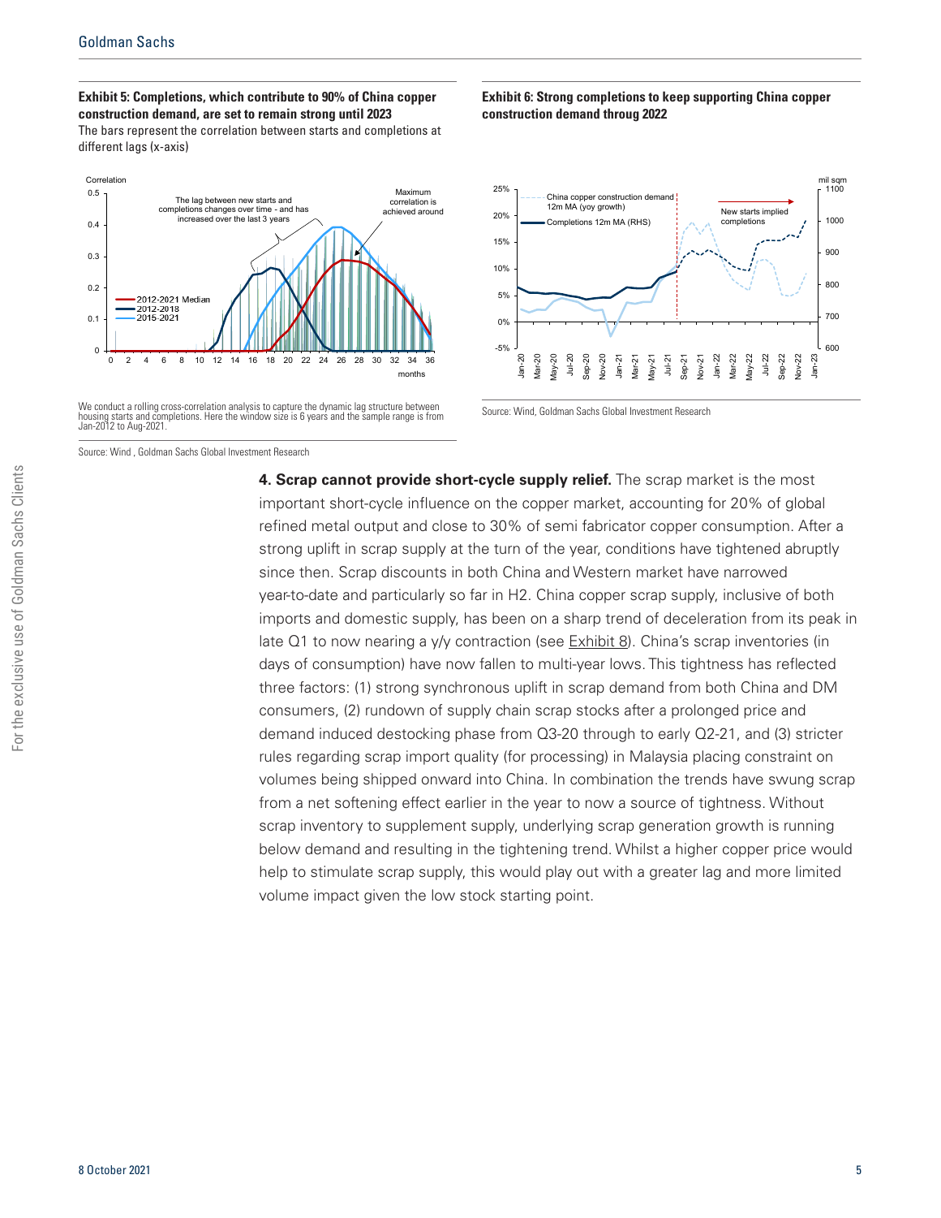**Exhibit 5: Completions, which contribute to 90% of China copper construction demand, are set to remain strong until 2023**

The bars represent the correlation between starts and completions at different lags (x-axis)

We conduct a rolling cross-correlation analysis to capture the dynamic lag structure between housing starts and completions. Here the window size is 6 years and the sample range is from Jan-2012 to Aug-2021.

Source: Wind , Goldman Sachs Global Investment Research

**Exhibit 6: Strong completions to keep supporting China copper construction demand throug 2022**

Source: Wind, Goldman Sachs Global Investment Research

**4. Scrap cannot provide short-cycle supply relief.** The scrap market is the most important short-cycle influence on the copper market, accounting for 20% of global refined metal output and close to 30% of semi fabricator copper consumption. After a strong uplift in scrap supply at the turn of the year, conditions have tightened abruptly since then. Scrap discounts in both China and Western market have narrowed year-to-date and particularly so far in H2. China copper scrap supply, inclusive of both imports and domestic supply, has been on a sharp trend of deceleration from its peak in late Q1 to now nearing a y/y contraction (see Exhibit 8). China's scrap inventories (in days of consumption) have now fallen to multi-year lows. This tightness has reflected three factors: (1) strong synchronous uplift in scrap demand from both China and DM consumers, (2) rundown of supply chain scrap stocks after a prolonged price and demand induced destocking phase from Q3-20 through to early Q2-21, and (3) stricter rules regarding scrap import quality (for processing) in Malaysia placing constraint on volumes being shipped onward into China. In combination the trends have swung scrap from a net softening effect earlier in the year to now a source of tightness. Without scrap inventory to supplement supply, underlying scrap generation growth is running below demand and resulting in the tightening trend. Whilst a higher copper price would help to stimulate scrap supply, this would play out with a greater lag and more limited volume impact given the low stock starting point.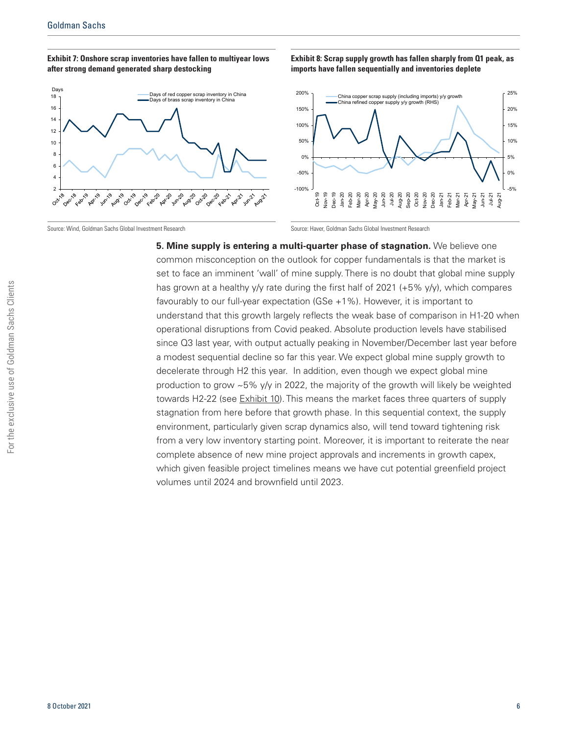**Exhibit 7: Onshore scrap inventories have fallen to multiyear lows after strong demand generated sharp destocking**

Source: Wind, Goldman Sachs Global Investment Research

**Exhibit 8: Scrap supply growth has fallen sharply from Q1 peak, as imports have fallen sequentially and inventories deplete**

Source: Haver, Goldman Sachs Global Investment Research

**5. Mine supply is entering a multi-quarter phase of stagnation.** We believe one common misconception on the outlook for copper fundamentals is that the market is set to face an imminent 'wall' of mine supply. There is no doubt that global mine supply has grown at a healthy y/y rate during the first half of 2021 (+5% y/y), which compares favourably to our full-year expectation (GSe +1%). However, it is important to understand that this growth largely reflects the weak base of comparison in H1-20 when operational disruptions from Covid peaked. Absolute production levels have stabilised since Q3 last year, with output actually peaking in November/December last year before a modest sequential decline so far this year. We expect global mine supply growth to decelerate through H2 this year. In addition, even though we expect global mine production to grow ~5% y/y in 2022, the majority of the growth will likely be weighted towards H2-22 (see Exhibit 10). This means the market faces three quarters of supply stagnation from here before that growth phase. In this sequential context, the supply environment, particularly given scrap dynamics also, will tend toward tightening risk from a very low inventory starting point. Moreover, it is important to reiterate the near complete absence of new mine project approvals and increments in growth capex, which given feasible project timelines means we have cut potential greenfield project volumes until 2024 and brownfield until 2023.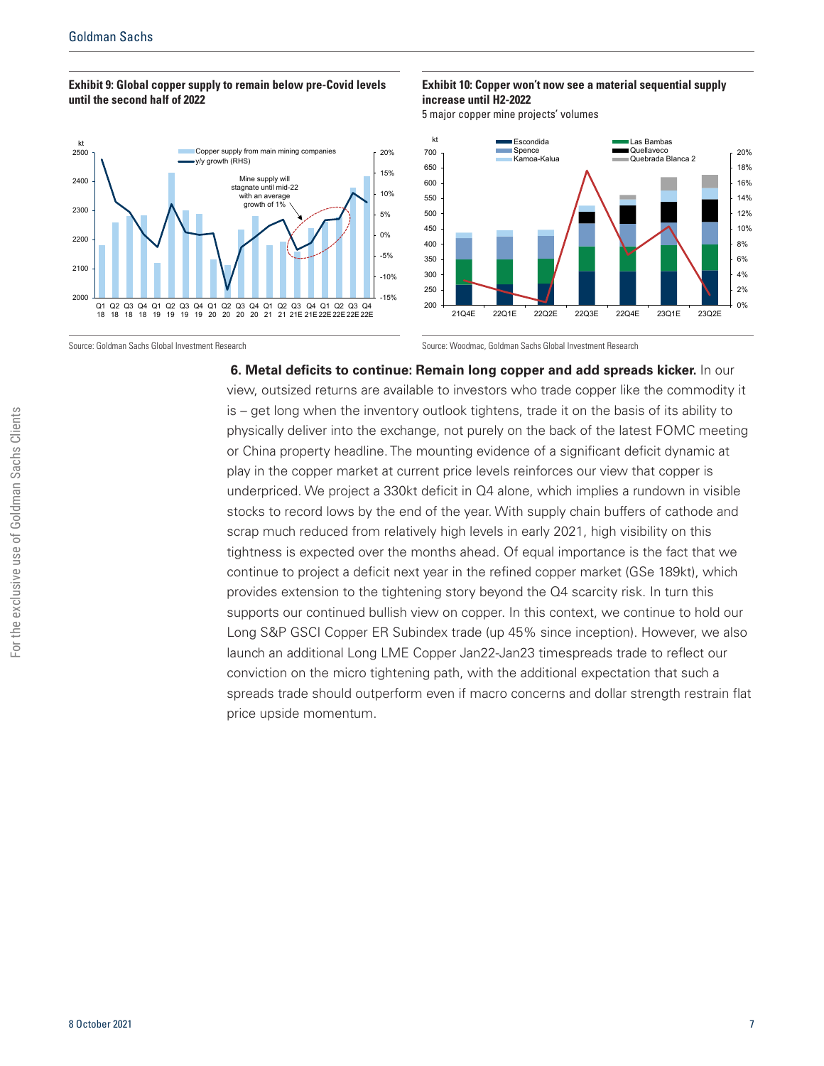**Exhibit 9: Global copper supply to remain below pre-Covid levels until the second half of 2022**

Source: Goldman Sachs Global Investment Research

**Exhibit 10: Copper won't now see a material sequential supply increase until H2-2022**

5 major copper mine projects' volumes

Source: Woodmac, Goldman Sachs Global Investment Research

**6. Metal deficits to continue: Remain long copper and add spreads kicker.** In our view, outsized returns are available to investors who trade copper like the commodity it is – get long when the inventory outlook tightens, trade it on the basis of its ability to physically deliver into the exchange, not purely on the back of the latest FOMC meeting or China property headline. The mounting evidence of a significant deficit dynamic at play in the copper market at current price levels reinforces our view that copper is underpriced. We project a 330kt deficit in Q4 alone, which implies a rundown in visible stocks to record lows by the end of the year. With supply chain buffers of cathode and scrap much reduced from relatively high levels in early 2021, high visibility on this tightness is expected over the months ahead. Of equal importance is the fact that we continue to project a deficit next year in the refined copper market (GSe 189kt), which provides extension to the tightening story beyond the Q4 scarcity risk. In turn this supports our continued bullish view on copper. In this context, we continue to hold our Long S&P GSCI Copper ER Subindex trade (up 45% since inception). However, we also launch an additional Long LME Copper Jan22-Jan23 timespreads trade to reflect our conviction on the micro tightening path, with the additional expectation that such a spreads trade should outperform even if macro concerns and dollar strength restrain flat price upside momentum.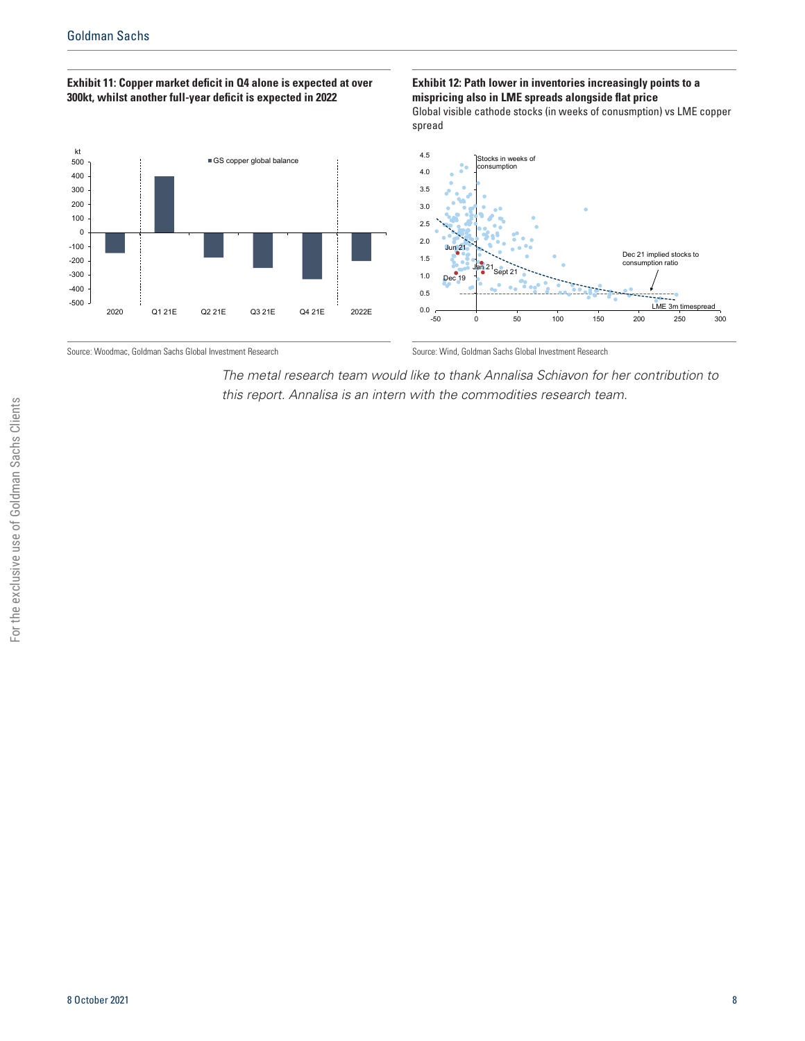**Exhibit 11: Copper market deficit in Q4 alone is expected at over 300kt, whilst another full-year deficit is expected in 2022**

Source: Woodmac, Goldman Sachs Global Investment Research

**Exhibit 12: Path lower in inventories increasingly points to a mispricing also in LME spreads alongside flat price**

Global visible cathode stocks (in weeks of conusmption) vs LME copper spread

Source: Wind, Goldman Sachs Global Investment Research

*The metal research team would like to thank Annalisa Schiavon for her contribution to this report. Annalisa is an intern with the commodities research team.*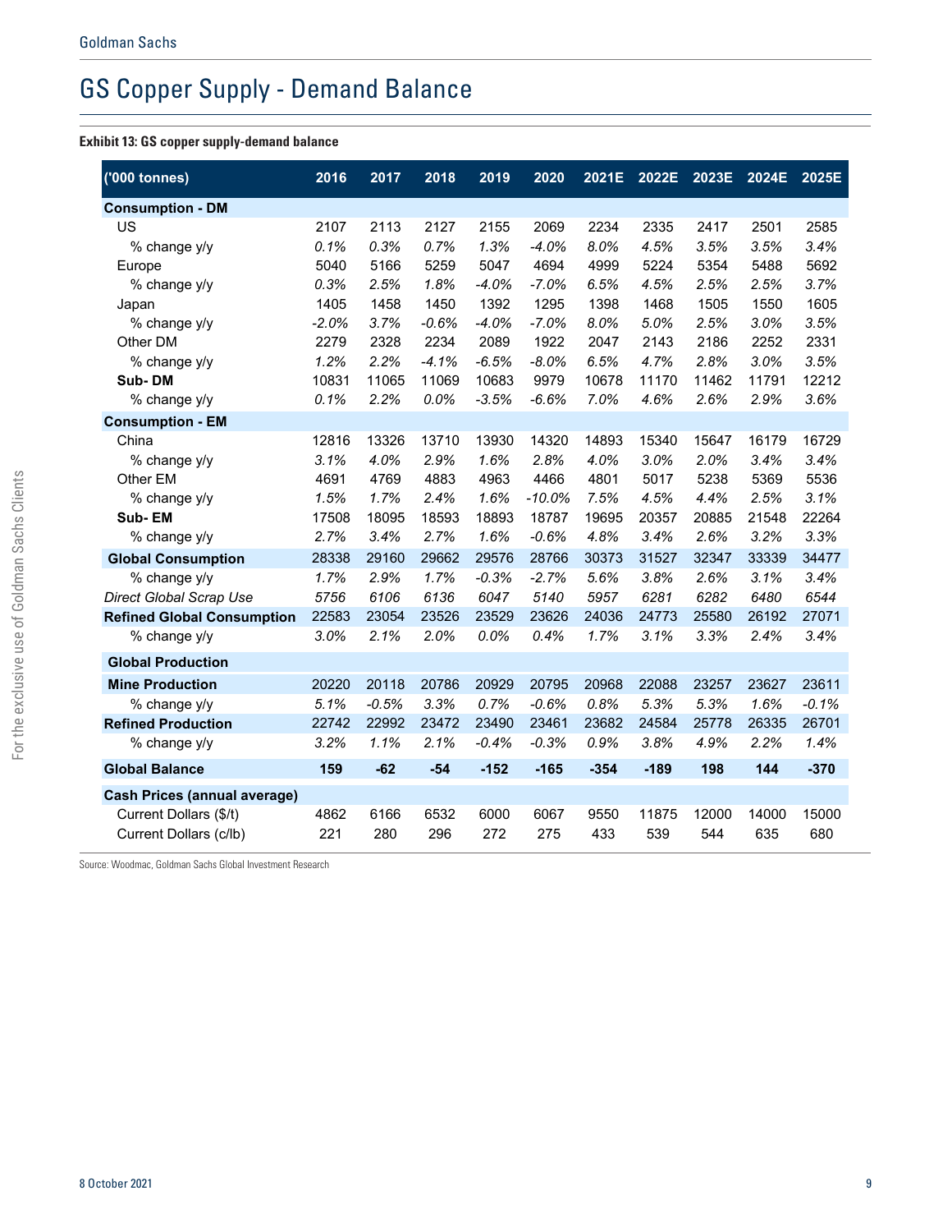# GS Copper Supply - Demand Balance

**Exhibit 13: GS copper supply-demand balance**

| ('000 tonnes) | 2016 | 2017 | 2018 | 2019 | 2020 | 2021E | 2022E | 2023E | 2024E | 2025E |
|---|---|---|---|---|---|---|---|---|---|---|
| **Consumption - DM** | | | | | | | | | | |
| US | 2107 | 2113 | 2127 | 2155 | 2069 | 2234 | 2335 | 2417 | 2501 | 2585 |
| *% change y/y* | *0.1%* | *0.3%* | *0.7%* | *1.3%* | *-4.0%* | *8.0%* | *4.5%* | *3.5%* | *3.5%* | *3.4%* |
| Europe | 5040 | 5166 | 5259 | 5047 | 4694 | 4999 | 5224 | 5354 | 5488 | 5692 |
| *% change y/y* | *0.3%* | *2.5%* | *1.8%* | *-4.0%* | *-7.0%* | *6.5%* | *4.5%* | *2.5%* | *2.5%* | *3.7%* |
| Japan | 1405 | 1458 | 1450 | 1392 | 1295 | 1398 | 1468 | 1505 | 1550 | 1605 |
| *% change y/y* | *-2.0%* | *3.7%* | *-0.6%* | *-4.0%* | *-7.0%* | *8.0%* | *5.0%* | *2.5%* | *3.0%* | *3.5%* |
| Other DM | 2279 | 2328 | 2234 | 2089 | 1922 | 2047 | 2143 | 2186 | 2252 | 2331 |
| *% change y/y* | *1.2%* | *2.2%* | *-4.1%* | *-6.5%* | *-8.0%* | *6.5%* | *4.7%* | *2.8%* | *3.0%* | *3.5%* |
| **Sub- DM** | 10831 | 11065 | 11069 | 10683 | 9979 | 10678 | 11170 | 11462 | 11791 | 12212 |
| *% change y/y* | *0.1%* | *2.2%* | *0.0%* | *-3.5%* | *-6.6%* | *7.0%* | *4.6%* | *2.6%* | *2.9%* | *3.6%* |
| **Consumption - EM** | | | | | | | | | | |
| China | 12816 | 13326 | 13710 | 13930 | 14320 | 14893 | 15340 | 15647 | 16179 | 16729 |
| *% change y/y* | *3.1%* | *4.0%* | *2.9%* | *1.6%* | *2.8%* | *4.0%* | *3.0%* | *2.0%* | *3.4%* | *3.4%* |
| Other EM | 4691 | 4769 | 4883 | 4963 | 4466 | 4801 | 5017 | 5238 | 5369 | 5536 |
| *% change y/y* | *1.5%* | *1.7%* | *2.4%* | *1.6%* | *-10.0%* | *7.5%* | *4.5%* | *4.4%* | *2.5%* | *3.1%* |
| **Sub- EM** | 17508 | 18095 | 18593 | 18893 | 18787 | 19695 | 20357 | 20885 | 21548 | 22264 |
| *% change y/y* | *2.7%* | *3.4%* | *2.7%* | *1.6%* | *-0.6%* | *4.8%* | *3.4%* | *2.6%* | *3.2%* | *3.3%* |
| **Global Consumption** | 28338 | 29160 | 29662 | 29576 | 28766 | 30373 | 31527 | 32347 | 33339 | 34477 |
| *% change y/y* | *1.7%* | *2.9%* | *1.7%* | *-0.3%* | *-2.7%* | *5.6%* | *3.8%* | *2.6%* | *3.1%* | *3.4%* |
| *Direct Global Scrap Use* | *5756* | *6106* | *6136* | *6047* | *5140* | *5957* | *6281* | *6282* | *6480* | *6544* |
| **Refined Global Consumption** | 22583 | 23054 | 23526 | 23529 | 23626 | 24036 | 24773 | 25580 | 26192 | 27071 |
| *% change y/y* | *3.0%* | *2.1%* | *2.0%* | *0.0%* | *0.4%* | *1.7%* | *3.1%* | *3.3%* | *2.4%* | *3.4%* |
| **Global Production** | | | | | | | | | | |
| **Mine Production** | 20220 | 20118 | 20786 | 20929 | 20795 | 20968 | 22088 | 23257 | 23627 | 23611 |
| *% change y/y* | *5.1%* | *-0.5%* | *3.3%* | *0.7%* | *-0.6%* | *0.8%* | *5.3%* | *5.3%* | *1.6%* | *-0.1%* |
| **Refined Production** | 22742 | 22992 | 23472 | 23490 | 23461 | 23682 | 24584 | 25778 | 26335 | 26701 |
| *% change y/y* | *3.2%* | *1.1%* | *2.1%* | *-0.4%* | *-0.3%* | *0.9%* | *3.8%* | *4.9%* | *2.2%* | *1.4%* |
| **Global Balance** | **159** | **-62** | **-54** | **-152** | **-165** | **-354** | **-189** | **198** | **144** | **-370** |
| **Cash Prices (annual average)** | | | | | | | | | | |
| Current Dollars ($/t) | 4862 | 6166 | 6532 | 6000 | 6067 | 9550 | 11875 | 12000 | 14000 | 15000 |
| Current Dollars (c/lb) | 221 | 280 | 296 | 272 | 275 | 433 | 539 | 544 | 635 | 680 |

Source: Woodmac, Goldman Sachs Global Investment Research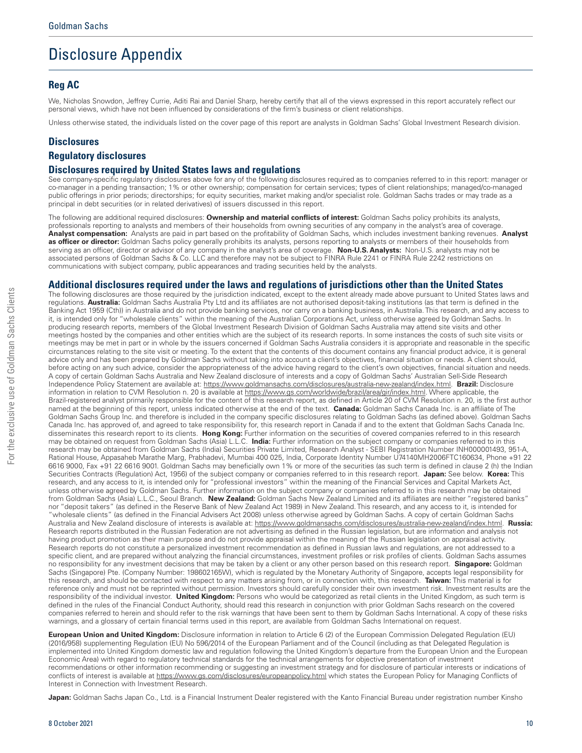# Disclosure Appendix

## Reg AC

We, Nicholas Snowdon, Jeffrey Currie, Aditi Rai and Daniel Sharp, hereby certify that all of the views expressed in this report accurately reflect our personal views, which have not been influenced by considerations of the firm's business or client relationships.

Unless otherwise stated, the individuals listed on the cover page of this report are analysts in Goldman Sachs' Global Investment Research division.

## Disclosures

## Regulatory disclosures

### Disclosures required by United States laws and regulations

See company-specific regulatory disclosures above for any of the following disclosures required as to companies referred to in this report: manager or co-manager in a pending transaction; 1% or other ownership; compensation for certain services; types of client relationships; managed/co-managed public offerings in prior periods; directorships; for equity securities, market making and/or specialist role. Goldman Sachs trades or may trade as a principal in debt securities (or in related derivatives) of issuers discussed in this report.

The following are additional required disclosures: **Ownership and material conflicts of interest:** Goldman Sachs policy prohibits its analysts, professionals reporting to analysts and members of their households from owning securities of any company in the analyst's area of coverage. **Analyst compensation:** Analysts are paid in part based on the profitability of Goldman Sachs, which includes investment banking revenues. **Analyst as officer or director:** Goldman Sachs policy generally prohibits its analysts, persons reporting to analysts or members of their households from serving as an officer, director or advisor of any company in the analyst's area of coverage. **Non-U.S. Analysts:** Non-U.S. analysts may not be associated persons of Goldman Sachs & Co. LLC and therefore may not be subject to FINRA Rule 2241 or FINRA Rule 2242 restrictions on communications with subject company, public appearances and trading securities held by the analysts.

### Additional disclosures required under the laws and regulations of jurisdictions other than the United States

The following disclosures are those required by the jurisdiction indicated, except to the extent already made above pursuant to United States laws and regulations. **Australia:** Goldman Sachs Australia Pty Ltd and its affiliates are not authorised deposit-taking institutions (as that term is defined in the Banking Act 1959 (Cth)) in Australia and do not provide banking services, nor carry on a banking business, in Australia. This research, and any access to it, is intended only for "wholesale clients" within the meaning of the Australian Corporations Act, unless otherwise agreed by Goldman Sachs. In producing research reports, members of the Global Investment Research Division of Goldman Sachs Australia may attend site visits and other meetings hosted by the companies and other entities which are the subject of its research reports. In some instances the costs of such site visits or meetings may be met in part or in whole by the issuers concerned if Goldman Sachs Australia considers it is appropriate and reasonable in the specific circumstances relating to the site visit or meeting. To the extent that the contents of this document contains any financial product advice, it is general advice only and has been prepared by Goldman Sachs without taking into account a client's objectives, financial situation or needs. A client should, before acting on any such advice, consider the appropriateness of the advice having regard to the client's own objectives, financial situation and needs. A copy of certain Goldman Sachs Australia and New Zealand disclosure of interests and a copy of Goldman Sachs' Australian Sell-Side Research Independence Policy Statement are available at: https://www.goldmansachs.com/disclosures/australia-new-zealand/index.html. **Brazil:** Disclosure information in relation to CVM Resolution n. 20 is available at https://www.gs.com/worldwide/brazil/area/gir/index.html. Where applicable, the Brazil-registered analyst primarily responsible for the content of this research report, as defined in Article 20 of CVM Resolution n. 20, is the first author named at the beginning of this report, unless indicated otherwise at the end of the text. **Canada:** Goldman Sachs Canada Inc. is an affiliate of The Goldman Sachs Group Inc. and therefore is included in the company specific disclosures relating to Goldman Sachs (as defined above). Goldman Sachs Canada Inc. has approved of, and agreed to take responsibility for, this research report in Canada if and to the extent that Goldman Sachs Canada Inc. disseminates this research report to its clients. **Hong Kong:** Further information on the securities of covered companies referred to in this research may be obtained on request from Goldman Sachs (Asia) L.L.C. **India:** Further information on the subject company or companies referred to in this research may be obtained from Goldman Sachs (India) Securities Private Limited, Research Analyst - SEBI Registration Number INH000001493, 951-A, Rational House, Appasaheb Marathe Marg, Prabhadevi, Mumbai 400 025, India, Corporate Identity Number U74140MH2006FTC160634, Phone +91 22 6616 9000, Fax +91 22 6616 9001. Goldman Sachs may beneficially own 1% or more of the securities (as such term is defined in clause 2 (h) the Indian Securities Contracts (Regulation) Act, 1956) of the subject company or companies referred to in this research report. **Japan:** See below. **Korea:** This research, and any access to it, is intended only for "professional investors" within the meaning of the Financial Services and Capital Markets Act, unless otherwise agreed by Goldman Sachs. Further information on the subject company or companies referred to in this research may be obtained from Goldman Sachs (Asia) L.L.C., Seoul Branch. **New Zealand:** Goldman Sachs New Zealand Limited and its affiliates are neither "registered banks" nor "deposit takers" (as defined in the Reserve Bank of New Zealand Act 1989) in New Zealand. This research, and any access to it, is intended for "wholesale clients" (as defined in the Financial Advisers Act 2008) unless otherwise agreed by Goldman Sachs. A copy of certain Goldman Sachs Australia and New Zealand disclosure of interests is available at: https://www.goldmansachs.com/disclosures/australia-new-zealand/index.html. **Russia:** Research reports distributed in the Russian Federation are not advertising as defined in the Russian legislation, but are information and analysis not having product promotion as their main purpose and do not provide appraisal within the meaning of the Russian legislation on appraisal activity. Research reports do not constitute a personalized investment recommendation as defined in Russian laws and regulations, are not addressed to a specific client, and are prepared without analyzing the financial circumstances, investment profiles or risk profiles of clients. Goldman Sachs assumes no responsibility for any investment decisions that may be taken by a client or any other person based on this research report. **Singapore:** Goldman Sachs (Singapore) Pte. (Company Number: 198602165W), which is regulated by the Monetary Authority of Singapore, accepts legal responsibility for this research, and should be contacted with respect to any matters arising from, or in connection with, this research. **Taiwan:** This material is for reference only and must not be reprinted without permission. Investors should carefully consider their own investment risk. Investment results are the responsibility of the individual investor. **United Kingdom:** Persons who would be categorized as retail clients in the United Kingdom, as such term is defined in the rules of the Financial Conduct Authority, should read this research in conjunction with prior Goldman Sachs research on the covered companies referred to herein and should refer to the risk warnings that have been sent to them by Goldman Sachs International. A copy of these risks warnings, and a glossary of certain financial terms used in this report, are available from Goldman Sachs International on request.

**European Union and United Kingdom:** Disclosure information in relation to Article 6 (2) of the European Commission Delegated Regulation (EU) (2016/958) supplementing Regulation (EU) No 596/2014 of the European Parliament and of the Council (including as that Delegated Regulation is implemented into United Kingdom domestic law and regulation following the United Kingdom's departure from the European Union and the European Economic Area) with regard to regulatory technical standards for the technical arrangements for objective presentation of investment recommendations or other information recommending or suggesting an investment strategy and for disclosure of particular interests or indications of conflicts of interest is available at https://www.gs.com/disclosures/europeanpolicy.html which states the European Policy for Managing Conflicts of Interest in Connection with Investment Research.

**Japan:** Goldman Sachs Japan Co., Ltd. is a Financial Instrument Dealer registered with the Kanto Financial Bureau under registration number Kinsho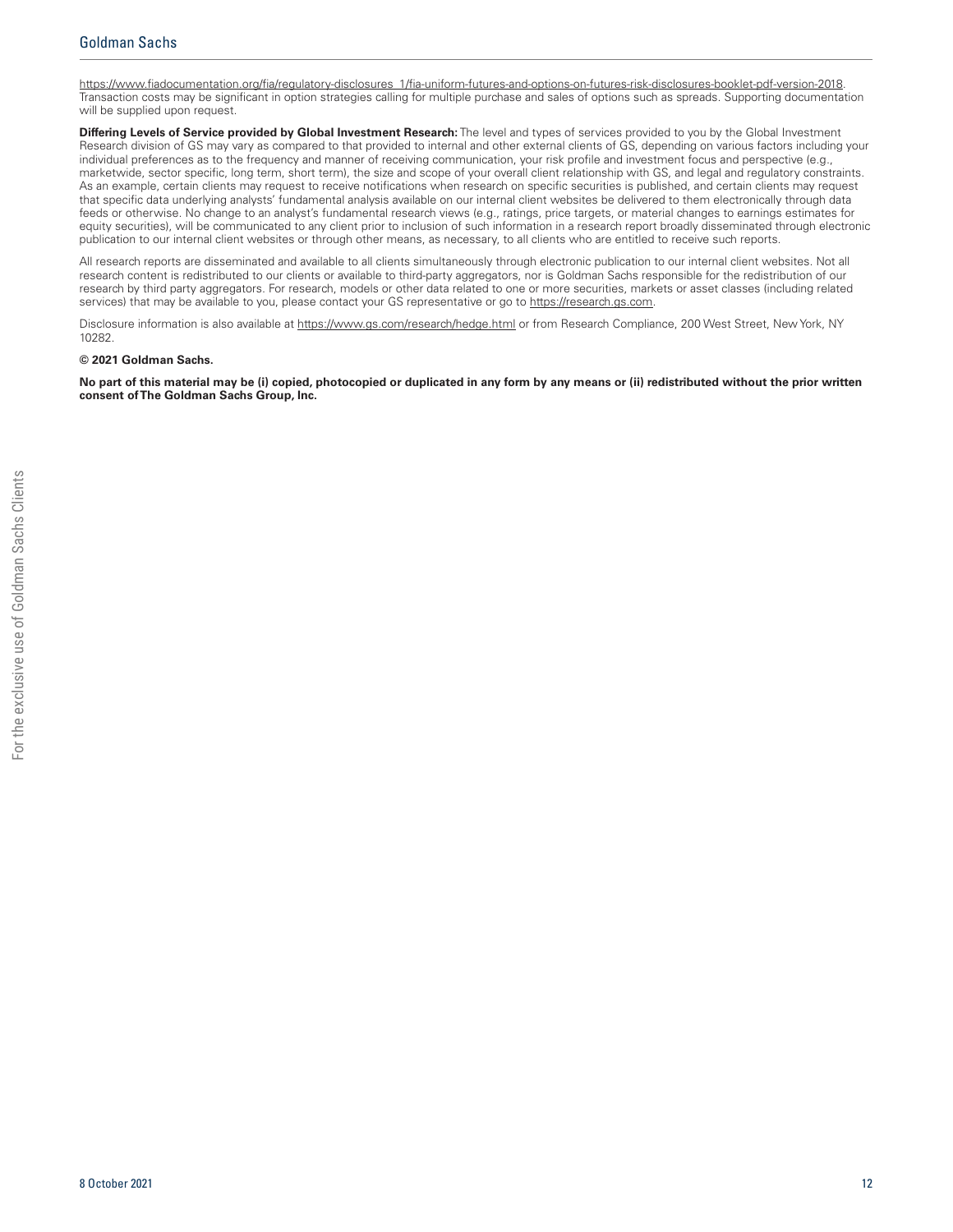https://www.fiadocumentation.org/fia/regulatory-disclosures_1/fia-uniform-futures-and-options-on-futures-risk-disclosures-booklet-pdf-version-2018. Transaction costs may be significant in option strategies calling for multiple purchase and sales of options such as spreads. Supporting documentation will be supplied upon request.

**Differing Levels of Service provided by Global Investment Research:** The level and types of services provided to you by the Global Investment Research division of GS may vary as compared to that provided to internal and other external clients of GS, depending on various factors including your individual preferences as to the frequency and manner of receiving communication, your risk profile and investment focus and perspective (e.g., marketwide, sector specific, long term, short term), the size and scope of your overall client relationship with GS, and legal and regulatory constraints. As an example, certain clients may request to receive notifications when research on specific securities is published, and certain clients may request that specific data underlying analysts' fundamental analysis available on our internal client websites be delivered to them electronically through data feeds or otherwise. No change to an analyst's fundamental research views (e.g., ratings, price targets, or material changes to earnings estimates for equity securities), will be communicated to any client prior to inclusion of such information in a research report broadly disseminated through electronic publication to our internal client websites or through other means, as necessary, to all clients who are entitled to receive such reports.

All research reports are disseminated and available to all clients simultaneously through electronic publication to our internal client websites. Not all research content is redistributed to our clients or available to third-party aggregators, nor is Goldman Sachs responsible for the redistribution of our research by third party aggregators. For research, models or other data related to one or more securities, markets or asset classes (including related services) that may be available to you, please contact your GS representative or go to https://research.gs.com.

Disclosure information is also available at https://www.gs.com/research/hedge.html or from Research Compliance, 200 West Street, New York, NY 10282.

**© 2021 Goldman Sachs.**

**No part of this material may be (i) copied, photocopied or duplicated in any form by any means or (ii) redistributed without the prior written consent of The Goldman Sachs Group, Inc.**